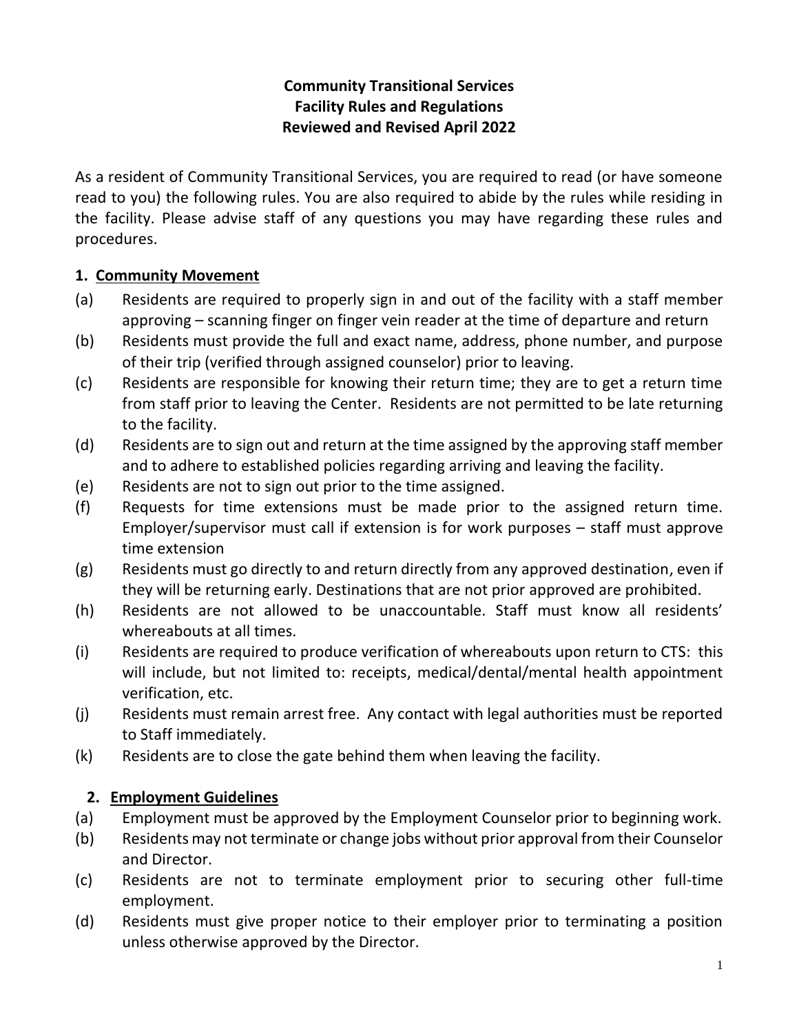**Community Transitional Services**
**Facility Rules and Regulations**
**Reviewed and Revised April 2022**

As a resident of Community Transitional Services, you are required to read (or have someone read to you) the following rules. You are also required to abide by the rules while residing in the facility. Please advise staff of any questions you may have regarding these rules and procedures.

## 1. Community Movement

(a) Residents are required to properly sign in and out of the facility with a staff member approving – scanning finger on finger vein reader at the time of departure and return

(b) Residents must provide the full and exact name, address, phone number, and purpose of their trip (verified through assigned counselor) prior to leaving.

(c) Residents are responsible for knowing their return time; they are to get a return time from staff prior to leaving the Center. Residents are not permitted to be late returning to the facility.

(d) Residents are to sign out and return at the time assigned by the approving staff member and to adhere to established policies regarding arriving and leaving the facility.

(e) Residents are not to sign out prior to the time assigned.

(f) Requests for time extensions must be made prior to the assigned return time. Employer/supervisor must call if extension is for work purposes – staff must approve time extension

(g) Residents must go directly to and return directly from any approved destination, even if they will be returning early. Destinations that are not prior approved are prohibited.

(h) Residents are not allowed to be unaccountable. Staff must know all residents' whereabouts at all times.

(i) Residents are required to produce verification of whereabouts upon return to CTS: this will include, but not limited to: receipts, medical/dental/mental health appointment verification, etc.

(j) Residents must remain arrest free. Any contact with legal authorities must be reported to Staff immediately.

(k) Residents are to close the gate behind them when leaving the facility.

## 2. Employment Guidelines

(a) Employment must be approved by the Employment Counselor prior to beginning work.

(b) Residents may not terminate or change jobs without prior approval from their Counselor and Director.

(c) Residents are not to terminate employment prior to securing other full-time employment.

(d) Residents must give proper notice to their employer prior to terminating a position unless otherwise approved by the Director.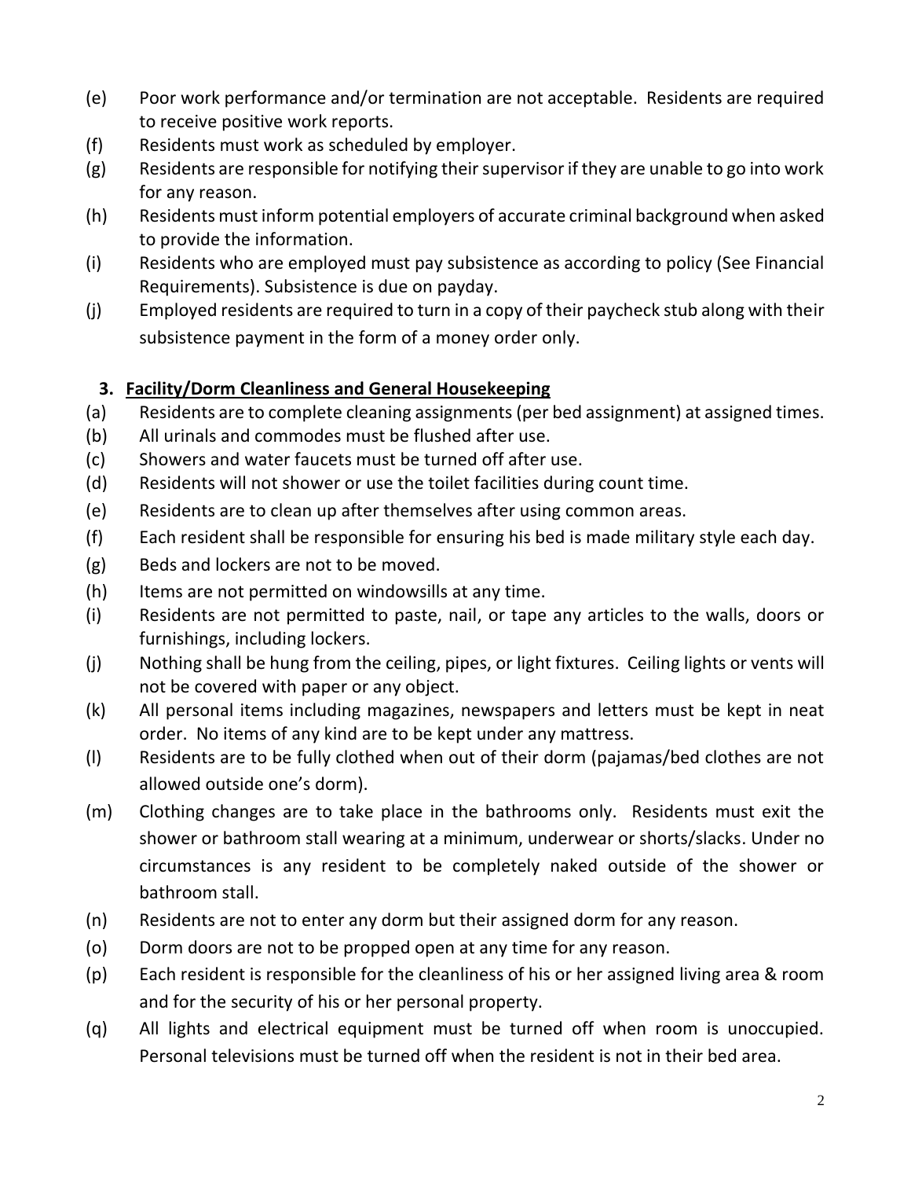(e) Poor work performance and/or termination are not acceptable. Residents are required to receive positive work reports.

(f) Residents must work as scheduled by employer.

(g) Residents are responsible for notifying their supervisor if they are unable to go into work for any reason.

(h) Residents must inform potential employers of accurate criminal background when asked to provide the information.

(i) Residents who are employed must pay subsistence as according to policy (See Financial Requirements). Subsistence is due on payday.

(j) Employed residents are required to turn in a copy of their paycheck stub along with their subsistence payment in the form of a money order only.

### 3. Facility/Dorm Cleanliness and General Housekeeping

(a) Residents are to complete cleaning assignments (per bed assignment) at assigned times.

(b) All urinals and commodes must be flushed after use.

(c) Showers and water faucets must be turned off after use.

(d) Residents will not shower or use the toilet facilities during count time.

(e) Residents are to clean up after themselves after using common areas.

(f) Each resident shall be responsible for ensuring his bed is made military style each day.

(g) Beds and lockers are not to be moved.

(h) Items are not permitted on windowsills at any time.

(i) Residents are not permitted to paste, nail, or tape any articles to the walls, doors or furnishings, including lockers.

(j) Nothing shall be hung from the ceiling, pipes, or light fixtures. Ceiling lights or vents will not be covered with paper or any object.

(k) All personal items including magazines, newspapers and letters must be kept in neat order. No items of any kind are to be kept under any mattress.

(l) Residents are to be fully clothed when out of their dorm (pajamas/bed clothes are not allowed outside one's dorm).

(m) Clothing changes are to take place in the bathrooms only. Residents must exit the shower or bathroom stall wearing at a minimum, underwear or shorts/slacks. Under no circumstances is any resident to be completely naked outside of the shower or bathroom stall.

(n) Residents are not to enter any dorm but their assigned dorm for any reason.

(o) Dorm doors are not to be propped open at any time for any reason.

(p) Each resident is responsible for the cleanliness of his or her assigned living area & room and for the security of his or her personal property.

(q) All lights and electrical equipment must be turned off when room is unoccupied. Personal televisions must be turned off when the resident is not in their bed area.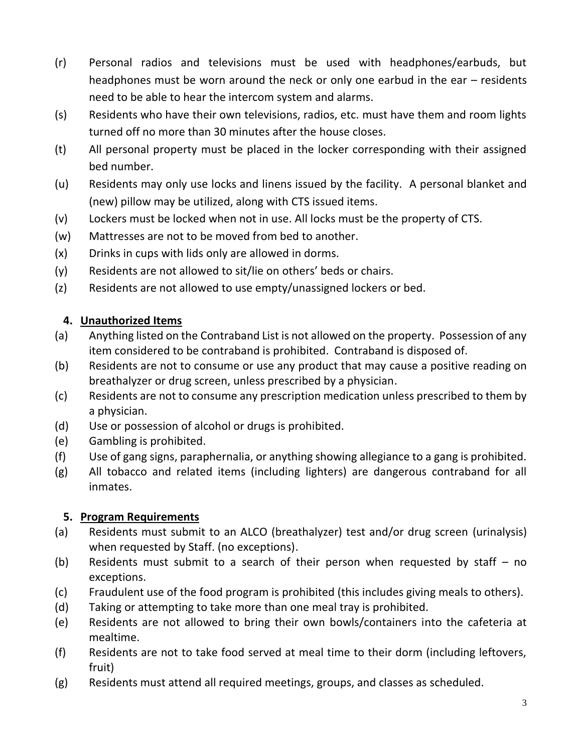(r) Personal radios and televisions must be used with headphones/earbuds, but headphones must be worn around the neck or only one earbud in the ear – residents need to be able to hear the intercom system and alarms.

(s) Residents who have their own televisions, radios, etc. must have them and room lights turned off no more than 30 minutes after the house closes.

(t) All personal property must be placed in the locker corresponding with their assigned bed number.

(u) Residents may only use locks and linens issued by the facility. A personal blanket and (new) pillow may be utilized, along with CTS issued items.

(v) Lockers must be locked when not in use. All locks must be the property of CTS.

(w) Mattresses are not to be moved from bed to another.

(x) Drinks in cups with lids only are allowed in dorms.

(y) Residents are not allowed to sit/lie on others' beds or chairs.

(z) Residents are not allowed to use empty/unassigned lockers or bed.

## 4. Unauthorized Items

(a) Anything listed on the Contraband List is not allowed on the property. Possession of any item considered to be contraband is prohibited. Contraband is disposed of.

(b) Residents are not to consume or use any product that may cause a positive reading on breathalyzer or drug screen, unless prescribed by a physician.

(c) Residents are not to consume any prescription medication unless prescribed to them by a physician.

(d) Use or possession of alcohol or drugs is prohibited.

(e) Gambling is prohibited.

(f) Use of gang signs, paraphernalia, or anything showing allegiance to a gang is prohibited.

(g) All tobacco and related items (including lighters) are dangerous contraband for all inmates.

## 5. Program Requirements

(a) Residents must submit to an ALCO (breathalyzer) test and/or drug screen (urinalysis) when requested by Staff. (no exceptions).

(b) Residents must submit to a search of their person when requested by staff – no exceptions.

(c) Fraudulent use of the food program is prohibited (this includes giving meals to others).

(d) Taking or attempting to take more than one meal tray is prohibited.

(e) Residents are not allowed to bring their own bowls/containers into the cafeteria at mealtime.

(f) Residents are not to take food served at meal time to their dorm (including leftovers, fruit)

(g) Residents must attend all required meetings, groups, and classes as scheduled.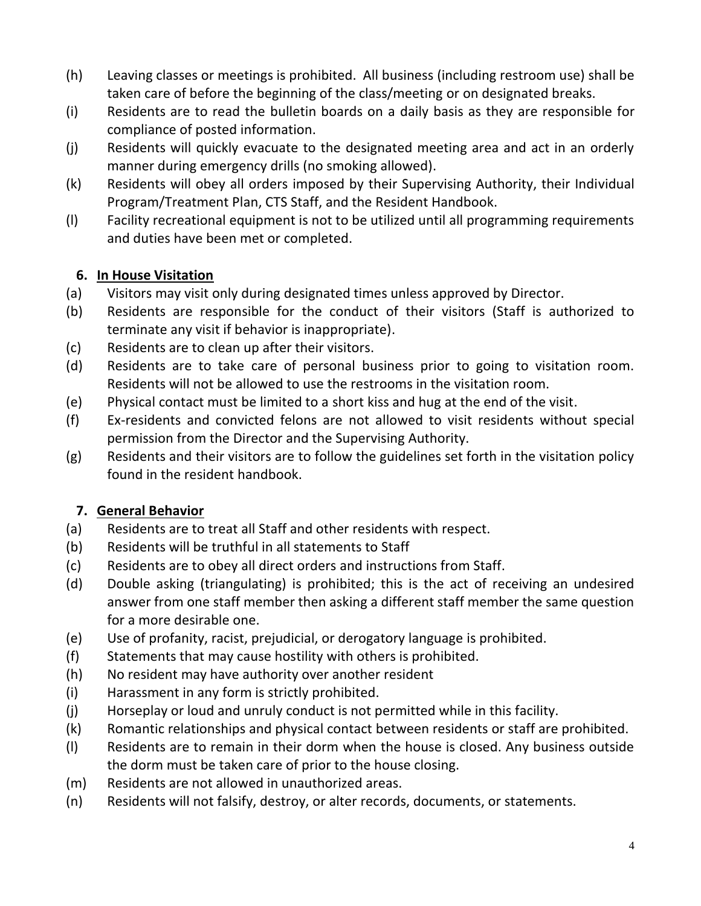(h) Leaving classes or meetings is prohibited. All business (including restroom use) shall be taken care of before the beginning of the class/meeting or on designated breaks.

(i) Residents are to read the bulletin boards on a daily basis as they are responsible for compliance of posted information.

(j) Residents will quickly evacuate to the designated meeting area and act in an orderly manner during emergency drills (no smoking allowed).

(k) Residents will obey all orders imposed by their Supervising Authority, their Individual Program/Treatment Plan, CTS Staff, and the Resident Handbook.

(l) Facility recreational equipment is not to be utilized until all programming requirements and duties have been met or completed.

## 6. In House Visitation

(a) Visitors may visit only during designated times unless approved by Director.

(b) Residents are responsible for the conduct of their visitors (Staff is authorized to terminate any visit if behavior is inappropriate).

(c) Residents are to clean up after their visitors.

(d) Residents are to take care of personal business prior to going to visitation room. Residents will not be allowed to use the restrooms in the visitation room.

(e) Physical contact must be limited to a short kiss and hug at the end of the visit.

(f) Ex-residents and convicted felons are not allowed to visit residents without special permission from the Director and the Supervising Authority.

(g) Residents and their visitors are to follow the guidelines set forth in the visitation policy found in the resident handbook.

## 7. General Behavior

(a) Residents are to treat all Staff and other residents with respect.

(b) Residents will be truthful in all statements to Staff

(c) Residents are to obey all direct orders and instructions from Staff.

(d) Double asking (triangulating) is prohibited; this is the act of receiving an undesired answer from one staff member then asking a different staff member the same question for a more desirable one.

(e) Use of profanity, racist, prejudicial, or derogatory language is prohibited.

(f) Statements that may cause hostility with others is prohibited.

(h) No resident may have authority over another resident

(i) Harassment in any form is strictly prohibited.

(j) Horseplay or loud and unruly conduct is not permitted while in this facility.

(k) Romantic relationships and physical contact between residents or staff are prohibited.

(l) Residents are to remain in their dorm when the house is closed. Any business outside the dorm must be taken care of prior to the house closing.

(m) Residents are not allowed in unauthorized areas.

(n) Residents will not falsify, destroy, or alter records, documents, or statements.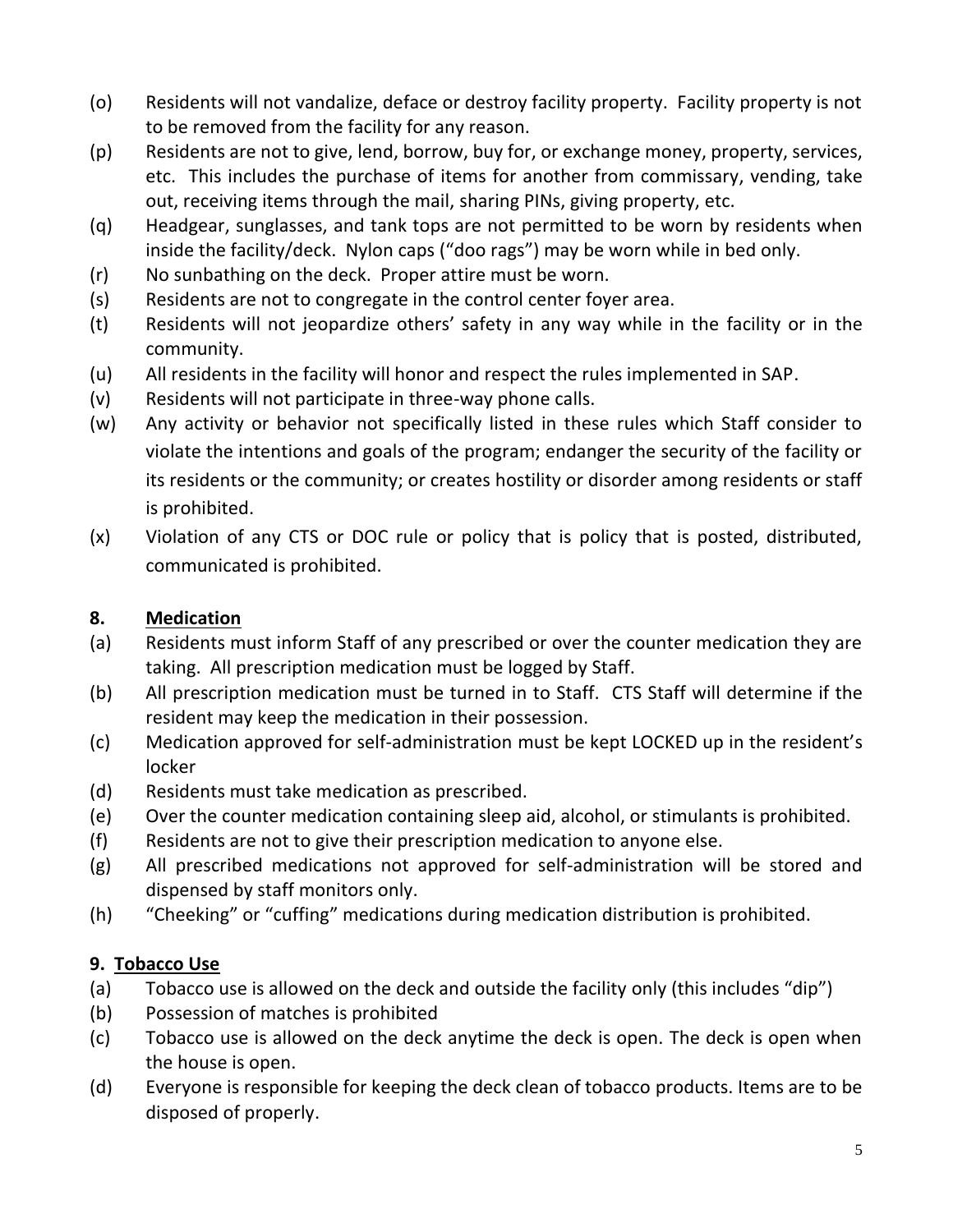(o) Residents will not vandalize, deface or destroy facility property. Facility property is not to be removed from the facility for any reason.

(p) Residents are not to give, lend, borrow, buy for, or exchange money, property, services, etc. This includes the purchase of items for another from commissary, vending, take out, receiving items through the mail, sharing PINs, giving property, etc.

(q) Headgear, sunglasses, and tank tops are not permitted to be worn by residents when inside the facility/deck. Nylon caps ("doo rags") may be worn while in bed only.

(r) No sunbathing on the deck. Proper attire must be worn.

(s) Residents are not to congregate in the control center foyer area.

(t) Residents will not jeopardize others' safety in any way while in the facility or in the community.

(u) All residents in the facility will honor and respect the rules implemented in SAP.

(v) Residents will not participate in three-way phone calls.

(w) Any activity or behavior not specifically listed in these rules which Staff consider to violate the intentions and goals of the program; endanger the security of the facility or its residents or the community; or creates hostility or disorder among residents or staff is prohibited.

(x) Violation of any CTS or DOC rule or policy that is policy that is posted, distributed, communicated is prohibited.

## 8. Medication

(a) Residents must inform Staff of any prescribed or over the counter medication they are taking. All prescription medication must be logged by Staff.

(b) All prescription medication must be turned in to Staff. CTS Staff will determine if the resident may keep the medication in their possession.

(c) Medication approved for self-administration must be kept LOCKED up in the resident's locker

(d) Residents must take medication as prescribed.

(e) Over the counter medication containing sleep aid, alcohol, or stimulants is prohibited.

(f) Residents are not to give their prescription medication to anyone else.

(g) All prescribed medications not approved for self-administration will be stored and dispensed by staff monitors only.

(h) "Cheeking" or "cuffing" medications during medication distribution is prohibited.

## 9. Tobacco Use

(a) Tobacco use is allowed on the deck and outside the facility only (this includes "dip")

(b) Possession of matches is prohibited

(c) Tobacco use is allowed on the deck anytime the deck is open. The deck is open when the house is open.

(d) Everyone is responsible for keeping the deck clean of tobacco products. Items are to be disposed of properly.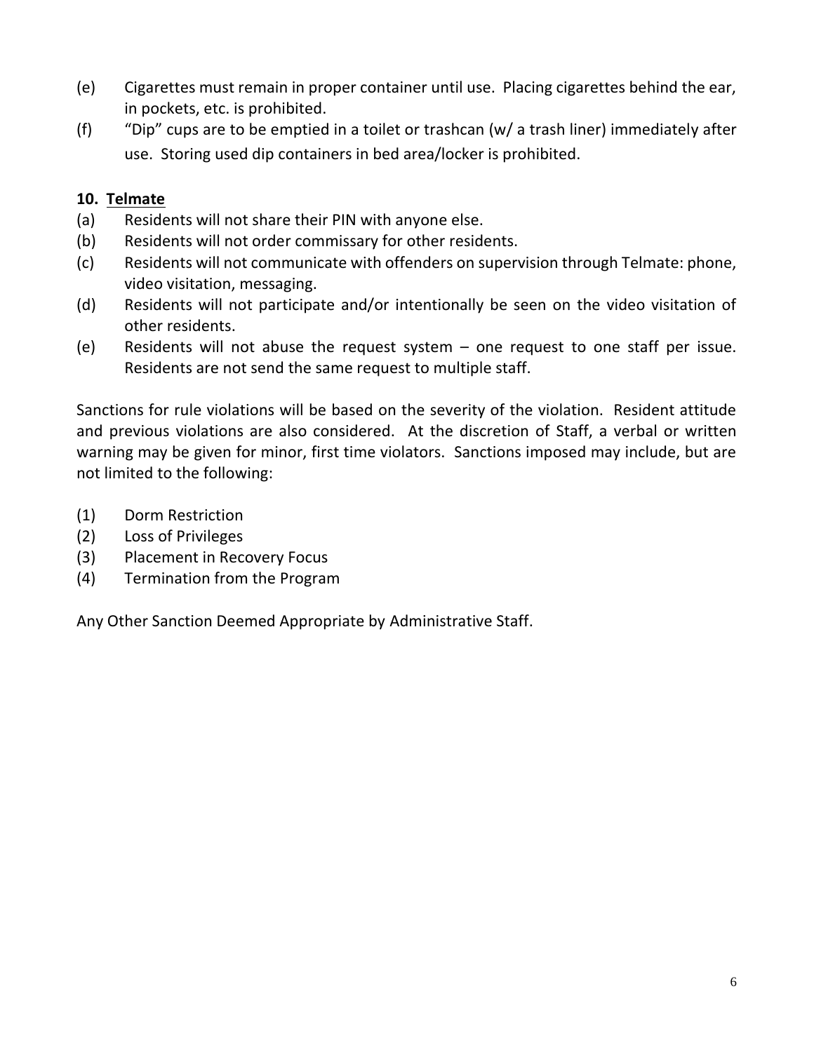(e) Cigarettes must remain in proper container until use. Placing cigarettes behind the ear, in pockets, etc. is prohibited.

(f) "Dip" cups are to be emptied in a toilet or trashcan (w/ a trash liner) immediately after use. Storing used dip containers in bed area/locker is prohibited.

**10. Telmate**

(a) Residents will not share their PIN with anyone else.

(b) Residents will not order commissary for other residents.

(c) Residents will not communicate with offenders on supervision through Telmate: phone, video visitation, messaging.

(d) Residents will not participate and/or intentionally be seen on the video visitation of other residents.

(e) Residents will not abuse the request system – one request to one staff per issue. Residents are not send the same request to multiple staff.

Sanctions for rule violations will be based on the severity of the violation. Resident attitude and previous violations are also considered. At the discretion of Staff, a verbal or written warning may be given for minor, first time violators. Sanctions imposed may include, but are not limited to the following:

(1) Dorm Restriction

(2) Loss of Privileges

(3) Placement in Recovery Focus

(4) Termination from the Program

Any Other Sanction Deemed Appropriate by Administrative Staff.